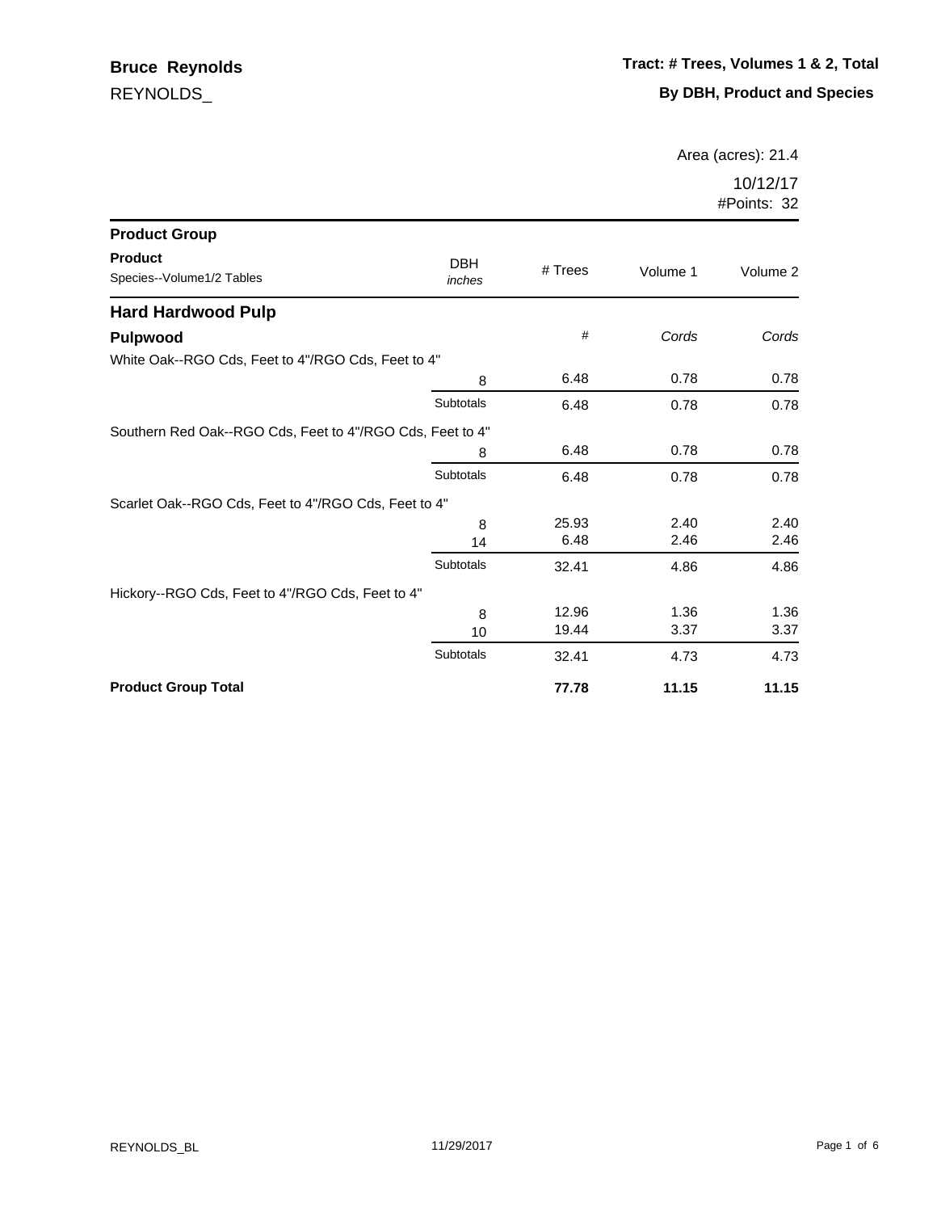**Bruce Reynolds**

REYNOLDS_

**Tract: # Trees, Volumes 1 & 2, Total**

**By DBH, Product and Species**

Area (acres): 21.4

10/12/17

#Points: 32

| Product Group / Product / Species--Volume1/2 Tables | DBH *inches* | # Trees | Volume 1 | Volume 2 |
|---|---|---|---|---|
| **Hard Hardwood Pulp** | | | | |
| **Pulpwood** | | # | *Cords* | *Cords* |
| White Oak--RGO Cds, Feet to 4"/RGO Cds, Feet to 4" | | | | |
| | 8 | 6.48 | 0.78 | 0.78 |
| | Subtotals | 6.48 | 0.78 | 0.78 |
| Southern Red Oak--RGO Cds, Feet to 4"/RGO Cds, Feet to 4" | | | | |
| | 8 | 6.48 | 0.78 | 0.78 |
| | Subtotals | 6.48 | 0.78 | 0.78 |
| Scarlet Oak--RGO Cds, Feet to 4"/RGO Cds, Feet to 4" | | | | |
| | 8 | 25.93 | 2.40 | 2.40 |
| | 14 | 6.48 | 2.46 | 2.46 |
| | Subtotals | 32.41 | 4.86 | 4.86 |
| Hickory--RGO Cds, Feet to 4"/RGO Cds, Feet to 4" | | | | |
| | 8 | 12.96 | 1.36 | 1.36 |
| | 10 | 19.44 | 3.37 | 3.37 |
| | Subtotals | 32.41 | 4.73 | 4.73 |
| **Product Group Total** | | **77.78** | **11.15** | **11.15** |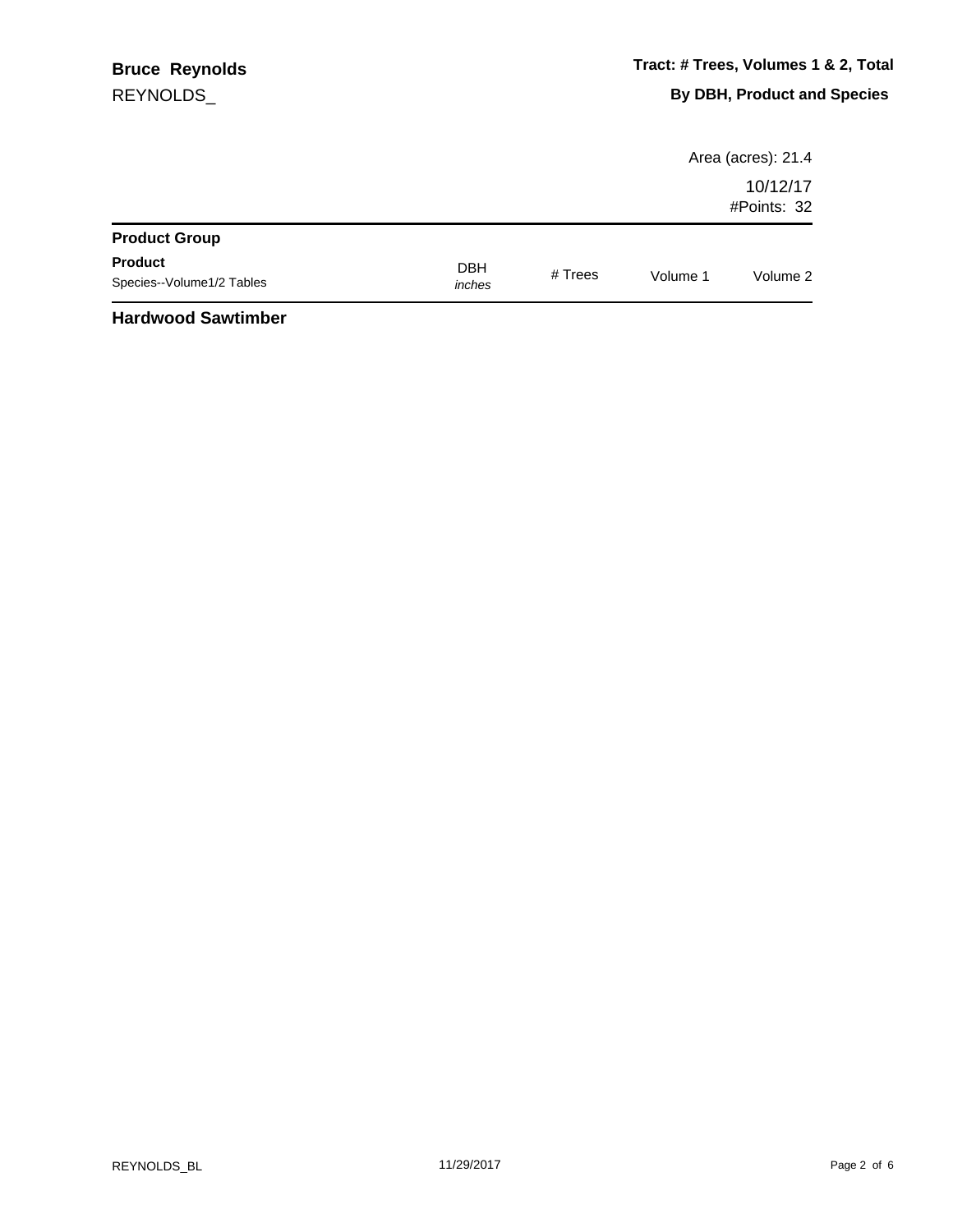**Bruce Reynolds**
REYNOLDS_

**Tract: # Trees, Volumes 1 & 2, Total**
**By DBH, Product and Species**

Area (acres): 21.4
10/12/17
#Points: 32

| **Product Group**<br>**Product**<br>Species--Volume1/2 Tables | DBH *inches* | # Trees | Volume 1 | Volume 2 |
|---|---|---|---|---|

**Hardwood Sawtimber**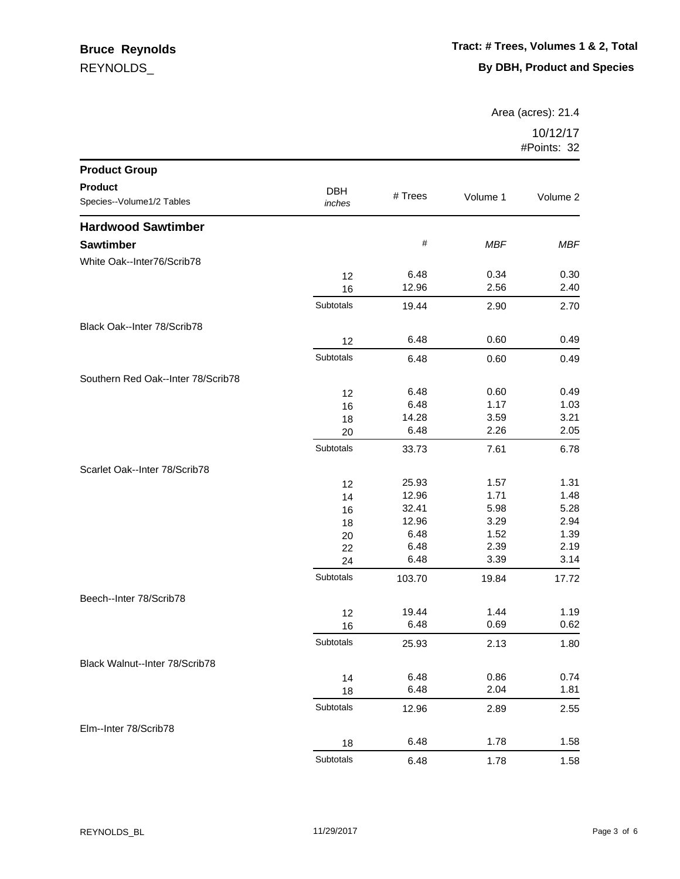**Bruce Reynolds**
REYNOLDS_

**Tract: # Trees, Volumes 1 & 2, Total**

**By DBH, Product and Species**

Area (acres): 21.4

10/12/17
#Points: 32

| Product Group<br>Product<br>Species--Volume1/2 Tables | DBH *inches* | # Trees | Volume 1 | Volume 2 |
|---|---|---|---|---|
| **Hardwood Sawtimber** | | | | |
| **Sawtimber** | | # | *MBF* | *MBF* |
| White Oak--Inter76/Scrib78 | | | | |
| | 12 | 6.48 | 0.34 | 0.30 |
| | 16 | 12.96 | 2.56 | 2.40 |
| | Subtotals | 19.44 | 2.90 | 2.70 |
| Black Oak--Inter 78/Scrib78 | | | | |
| | 12 | 6.48 | 0.60 | 0.49 |
| | Subtotals | 6.48 | 0.60 | 0.49 |
| Southern Red Oak--Inter 78/Scrib78 | | | | |
| | 12 | 6.48 | 0.60 | 0.49 |
| | 16 | 6.48 | 1.17 | 1.03 |
| | 18 | 14.28 | 3.59 | 3.21 |
| | 20 | 6.48 | 2.26 | 2.05 |
| | Subtotals | 33.73 | 7.61 | 6.78 |
| Scarlet Oak--Inter 78/Scrib78 | | | | |
| | 12 | 25.93 | 1.57 | 1.31 |
| | 14 | 12.96 | 1.71 | 1.48 |
| | 16 | 32.41 | 5.98 | 5.28 |
| | 18 | 12.96 | 3.29 | 2.94 |
| | 20 | 6.48 | 1.52 | 1.39 |
| | 22 | 6.48 | 2.39 | 2.19 |
| | 24 | 6.48 | 3.39 | 3.14 |
| | Subtotals | 103.70 | 19.84 | 17.72 |
| Beech--Inter 78/Scrib78 | | | | |
| | 12 | 19.44 | 1.44 | 1.19 |
| | 16 | 6.48 | 0.69 | 0.62 |
| | Subtotals | 25.93 | 2.13 | 1.80 |
| Black Walnut--Inter 78/Scrib78 | | | | |
| | 14 | 6.48 | 0.86 | 0.74 |
| | 18 | 6.48 | 2.04 | 1.81 |
| | Subtotals | 12.96 | 2.89 | 2.55 |
| Elm--Inter 78/Scrib78 | | | | |
| | 18 | 6.48 | 1.78 | 1.58 |
| | Subtotals | 6.48 | 1.78 | 1.58 |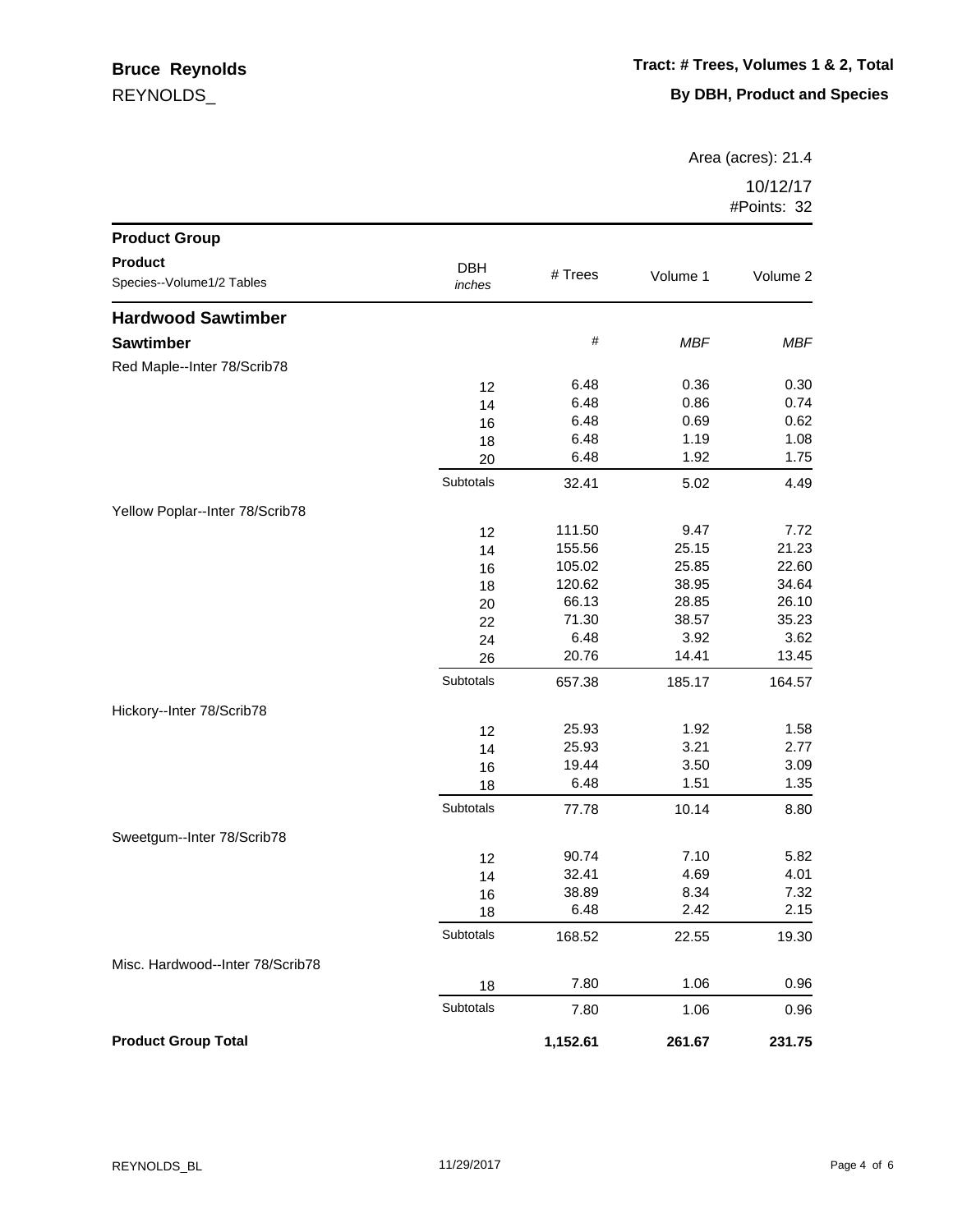**Bruce Reynolds**
REYNOLDS_

**Tract: # Trees, Volumes 1 & 2, Total**
**By DBH, Product and Species**

Area (acres): 21.4
10/12/17
#Points: 32

| Product Group / Product / Species--Volume1/2 Tables | DBH *inches* | # Trees | Volume 1 | Volume 2 |
|---|---|---|---|---|
| **Hardwood Sawtimber** | | | | |
| **Sawtimber** | | # | *MBF* | *MBF* |
| Red Maple--Inter 78/Scrib78 | | | | |
| | 12 | 6.48 | 0.36 | 0.30 |
| | 14 | 6.48 | 0.86 | 0.74 |
| | 16 | 6.48 | 0.69 | 0.62 |
| | 18 | 6.48 | 1.19 | 1.08 |
| | 20 | 6.48 | 1.92 | 1.75 |
| | Subtotals | 32.41 | 5.02 | 4.49 |
| Yellow Poplar--Inter 78/Scrib78 | | | | |
| | 12 | 111.50 | 9.47 | 7.72 |
| | 14 | 155.56 | 25.15 | 21.23 |
| | 16 | 105.02 | 25.85 | 22.60 |
| | 18 | 120.62 | 38.95 | 34.64 |
| | 20 | 66.13 | 28.85 | 26.10 |
| | 22 | 71.30 | 38.57 | 35.23 |
| | 24 | 6.48 | 3.92 | 3.62 |
| | 26 | 20.76 | 14.41 | 13.45 |
| | Subtotals | 657.38 | 185.17 | 164.57 |
| Hickory--Inter 78/Scrib78 | | | | |
| | 12 | 25.93 | 1.92 | 1.58 |
| | 14 | 25.93 | 3.21 | 2.77 |
| | 16 | 19.44 | 3.50 | 3.09 |
| | 18 | 6.48 | 1.51 | 1.35 |
| | Subtotals | 77.78 | 10.14 | 8.80 |
| Sweetgum--Inter 78/Scrib78 | | | | |
| | 12 | 90.74 | 7.10 | 5.82 |
| | 14 | 32.41 | 4.69 | 4.01 |
| | 16 | 38.89 | 8.34 | 7.32 |
| | 18 | 6.48 | 2.42 | 2.15 |
| | Subtotals | 168.52 | 22.55 | 19.30 |
| Misc. Hardwood--Inter 78/Scrib78 | | | | |
| | 18 | 7.80 | 1.06 | 0.96 |
| | Subtotals | 7.80 | 1.06 | 0.96 |
| **Product Group Total** | | **1,152.61** | **261.67** | **231.75** |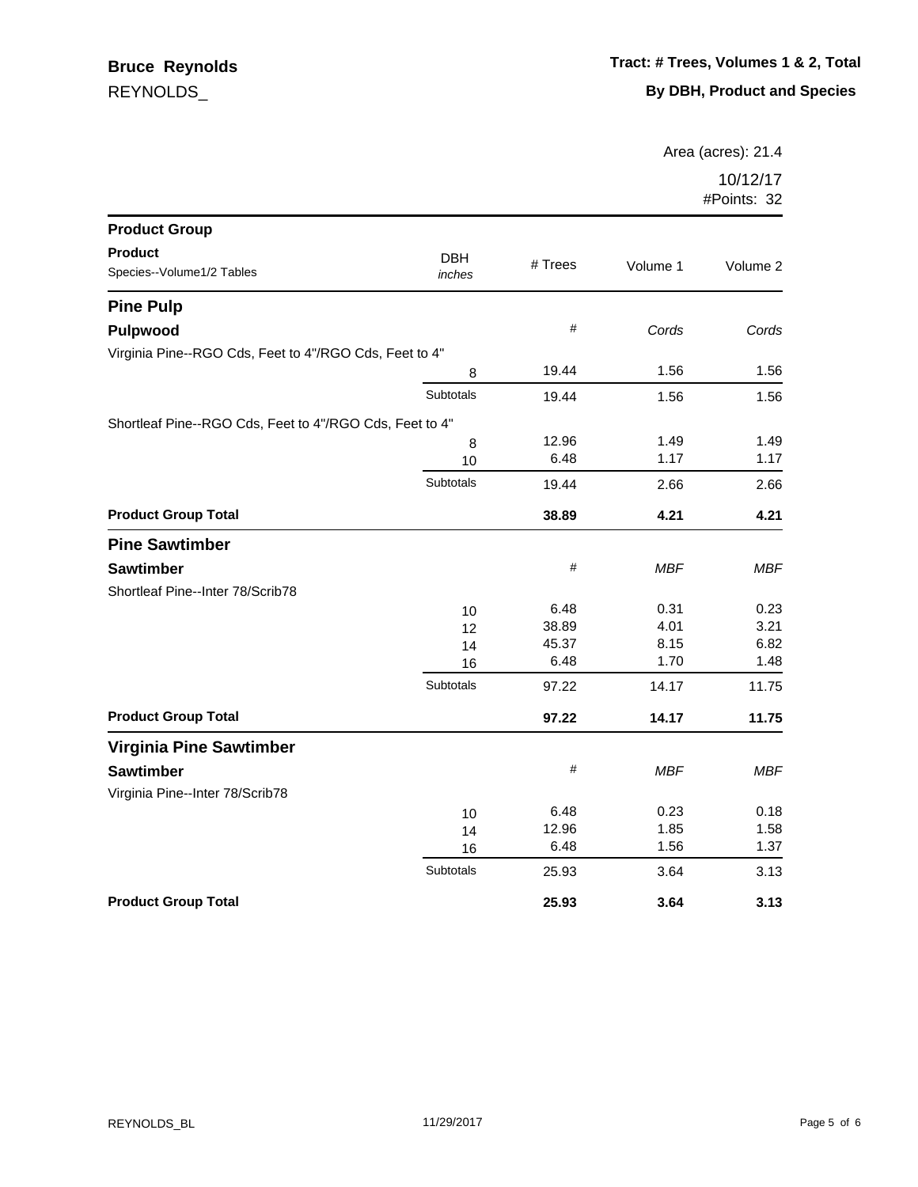**Bruce Reynolds**
REYNOLDS_

**Tract: # Trees, Volumes 1 & 2, Total**
**By DBH, Product and Species**

Area (acres): 21.4
10/12/17
#Points: 32

| Product Group<br>Product<br>Species--Volume1/2 Tables | DBH *inches* | # Trees | Volume 1 | Volume 2 |
|---|---|---|---|---|
| **Pine Pulp** | | | | |
| **Pulpwood** | | # | *Cords* | *Cords* |
| Virginia Pine--RGO Cds, Feet to 4"/RGO Cds, Feet to 4" | | | | |
| | 8 | 19.44 | 1.56 | 1.56 |
| | Subtotals | 19.44 | 1.56 | 1.56 |
| Shortleaf Pine--RGO Cds, Feet to 4"/RGO Cds, Feet to 4" | | | | |
| | 8 | 12.96 | 1.49 | 1.49 |
| | 10 | 6.48 | 1.17 | 1.17 |
| | Subtotals | 19.44 | 2.66 | 2.66 |
| **Product Group Total** | | **38.89** | **4.21** | **4.21** |
| **Pine Sawtimber** | | | | |
| **Sawtimber** | | # | *MBF* | *MBF* |
| Shortleaf Pine--Inter 78/Scrib78 | | | | |
| | 10 | 6.48 | 0.31 | 0.23 |
| | 12 | 38.89 | 4.01 | 3.21 |
| | 14 | 45.37 | 8.15 | 6.82 |
| | 16 | 6.48 | 1.70 | 1.48 |
| | Subtotals | 97.22 | 14.17 | 11.75 |
| **Product Group Total** | | **97.22** | **14.17** | **11.75** |
| **Virginia Pine Sawtimber** | | | | |
| **Sawtimber** | | # | *MBF* | *MBF* |
| Virginia Pine--Inter 78/Scrib78 | | | | |
| | 10 | 6.48 | 0.23 | 0.18 |
| | 14 | 12.96 | 1.85 | 1.58 |
| | 16 | 6.48 | 1.56 | 1.37 |
| | Subtotals | 25.93 | 3.64 | 3.13 |
| **Product Group Total** | | **25.93** | **3.64** | **3.13** |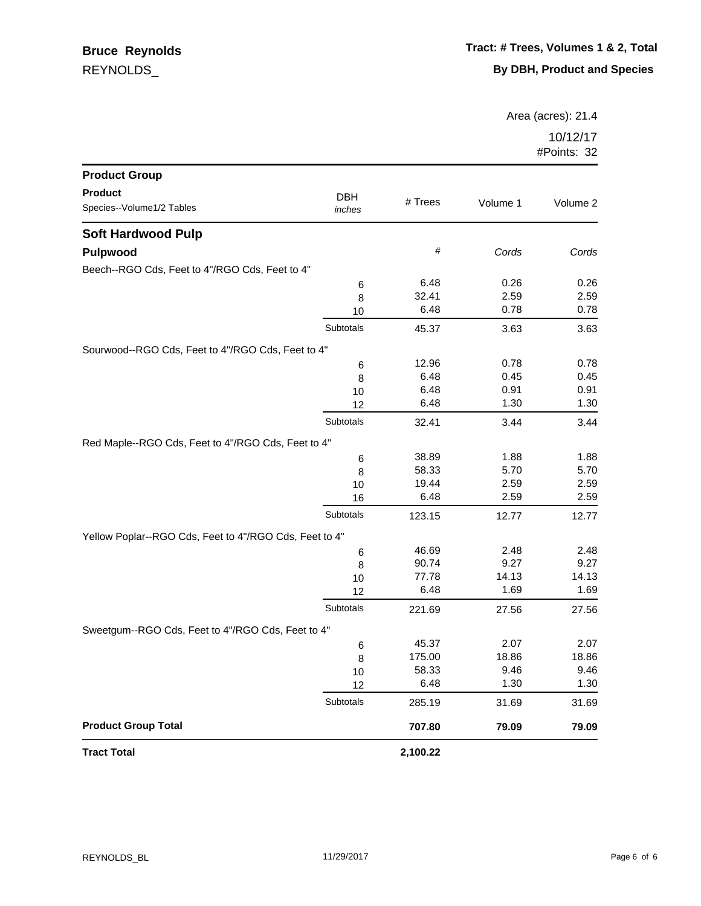**Bruce Reynolds**
REYNOLDS_

**Tract: # Trees, Volumes 1 & 2, Total**
**By DBH, Product and Species**

Area (acres): 21.4
10/12/17
#Points: 32

| Product Group / Product / Species--Volume1/2 Tables | DBH *inches* | # Trees | Volume 1 | Volume 2 |
|---|---|---|---|---|
| **Soft Hardwood Pulp** | | | | |
| **Pulpwood** | | # | *Cords* | *Cords* |
| Beech--RGO Cds, Feet to 4"/RGO Cds, Feet to 4" | | | | |
| | 6 | 6.48 | 0.26 | 0.26 |
| | 8 | 32.41 | 2.59 | 2.59 |
| | 10 | 6.48 | 0.78 | 0.78 |
| | Subtotals | 45.37 | 3.63 | 3.63 |
| Sourwood--RGO Cds, Feet to 4"/RGO Cds, Feet to 4" | | | | |
| | 6 | 12.96 | 0.78 | 0.78 |
| | 8 | 6.48 | 0.45 | 0.45 |
| | 10 | 6.48 | 0.91 | 0.91 |
| | 12 | 6.48 | 1.30 | 1.30 |
| | Subtotals | 32.41 | 3.44 | 3.44 |
| Red Maple--RGO Cds, Feet to 4"/RGO Cds, Feet to 4" | | | | |
| | 6 | 38.89 | 1.88 | 1.88 |
| | 8 | 58.33 | 5.70 | 5.70 |
| | 10 | 19.44 | 2.59 | 2.59 |
| | 16 | 6.48 | 2.59 | 2.59 |
| | Subtotals | 123.15 | 12.77 | 12.77 |
| Yellow Poplar--RGO Cds, Feet to 4"/RGO Cds, Feet to 4" | | | | |
| | 6 | 46.69 | 2.48 | 2.48 |
| | 8 | 90.74 | 9.27 | 9.27 |
| | 10 | 77.78 | 14.13 | 14.13 |
| | 12 | 6.48 | 1.69 | 1.69 |
| | Subtotals | 221.69 | 27.56 | 27.56 |
| Sweetgum--RGO Cds, Feet to 4"/RGO Cds, Feet to 4" | | | | |
| | 6 | 45.37 | 2.07 | 2.07 |
| | 8 | 175.00 | 18.86 | 18.86 |
| | 10 | 58.33 | 9.46 | 9.46 |
| | 12 | 6.48 | 1.30 | 1.30 |
| | Subtotals | 285.19 | 31.69 | 31.69 |
| **Product Group Total** | | **707.80** | **79.09** | **79.09** |
| **Tract Total** | | **2,100.22** | | |

REYNOLDS_BL 11/29/2017